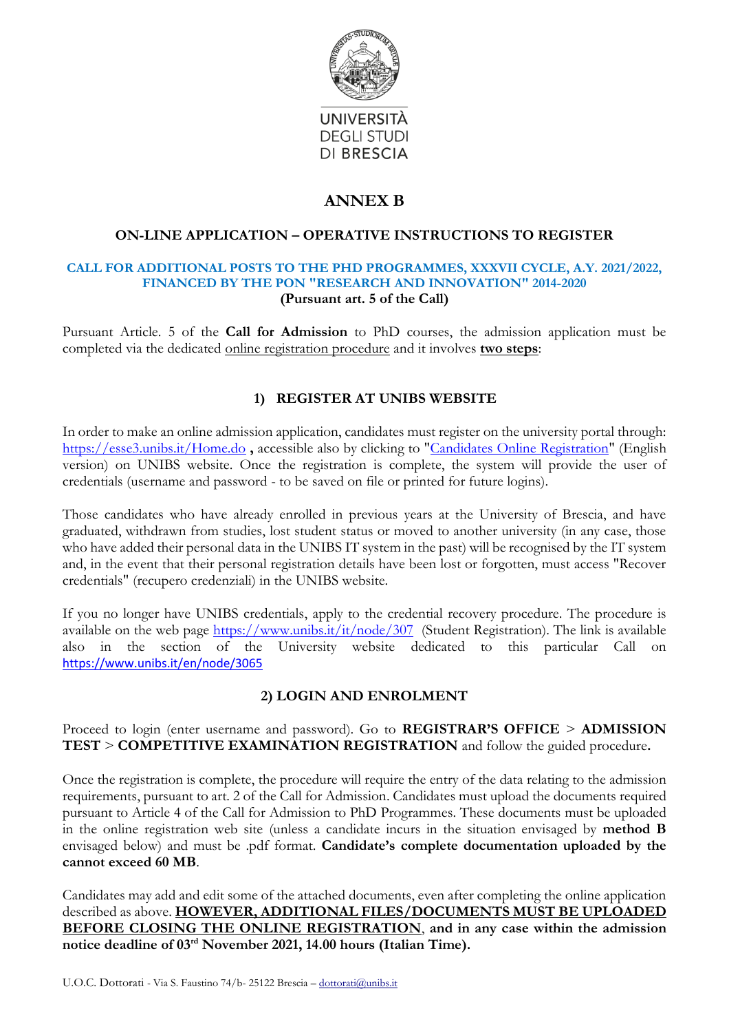UNIVERSITÀ
DEGLI STUDI
DI BRESCIA

# ANNEX B

## ON-LINE APPLICATION – OPERATIVE INSTRUCTIONS TO REGISTER

**CALL FOR ADDITIONAL POSTS TO THE PHD PROGRAMMES, XXXVII CYCLE, A.Y. 2021/2022, FINANCED BY THE PON "RESEARCH AND INNOVATION" 2014-2020**
**(Pursuant art. 5 of the Call)**

Pursuant Article. 5 of the **Call for Admission** to PhD courses, the admission application must be completed via the dedicated online registration procedure and it involves **two steps**:

### 1) REGISTER AT UNIBS WEBSITE

In order to make an online admission application, candidates must register on the university portal through: https://esse3.unibs.it/Home.do **, accessible also by clicking to** "Candidates Online Registration" (English version) on UNIBS website. Once the registration is complete, the system will provide the user of credentials (username and password - to be saved on file or printed for future logins).

Those candidates who have already enrolled in previous years at the University of Brescia, and have graduated, withdrawn from studies, lost student status or moved to another university (in any case, those who have added their personal data in the UNIBS IT system in the past) will be recognised by the IT system and, in the event that their personal registration details have been lost or forgotten, must access "Recover credentials" (recupero credenziali) in the UNIBS website.

If you no longer have UNIBS credentials, apply to the credential recovery procedure. The procedure is available on the web page https://www.unibs.it/it/node/307 (Student Registration). The link is available also in the section of the University website dedicated to this particular Call on https://www.unibs.it/en/node/3065

### 2) LOGIN AND ENROLMENT

Proceed to login (enter username and password). Go to **REGISTRAR'S OFFICE** > **ADMISSION TEST** > **COMPETITIVE EXAMINATION REGISTRATION** and follow the guided procedure**.**

Once the registration is complete, the procedure will require the entry of the data relating to the admission requirements, pursuant to art. 2 of the Call for Admission. Candidates must upload the documents required pursuant to Article 4 of the Call for Admission to PhD Programmes. These documents must be uploaded in the online registration web site (unless a candidate incurs in the situation envisaged by **method B** envisaged below) and must be .pdf format. **Candidate's complete documentation uploaded by the cannot exceed 60 MB**.

Candidates may add and edit some of the attached documents, even after completing the online application described as above. **HOWEVER, ADDITIONAL FILES/DOCUMENTS MUST BE UPLOADED BEFORE CLOSING THE ONLINE REGISTRATION, and in any case within the admission notice deadline of 03rd November 2021, 14.00 hours (Italian Time).**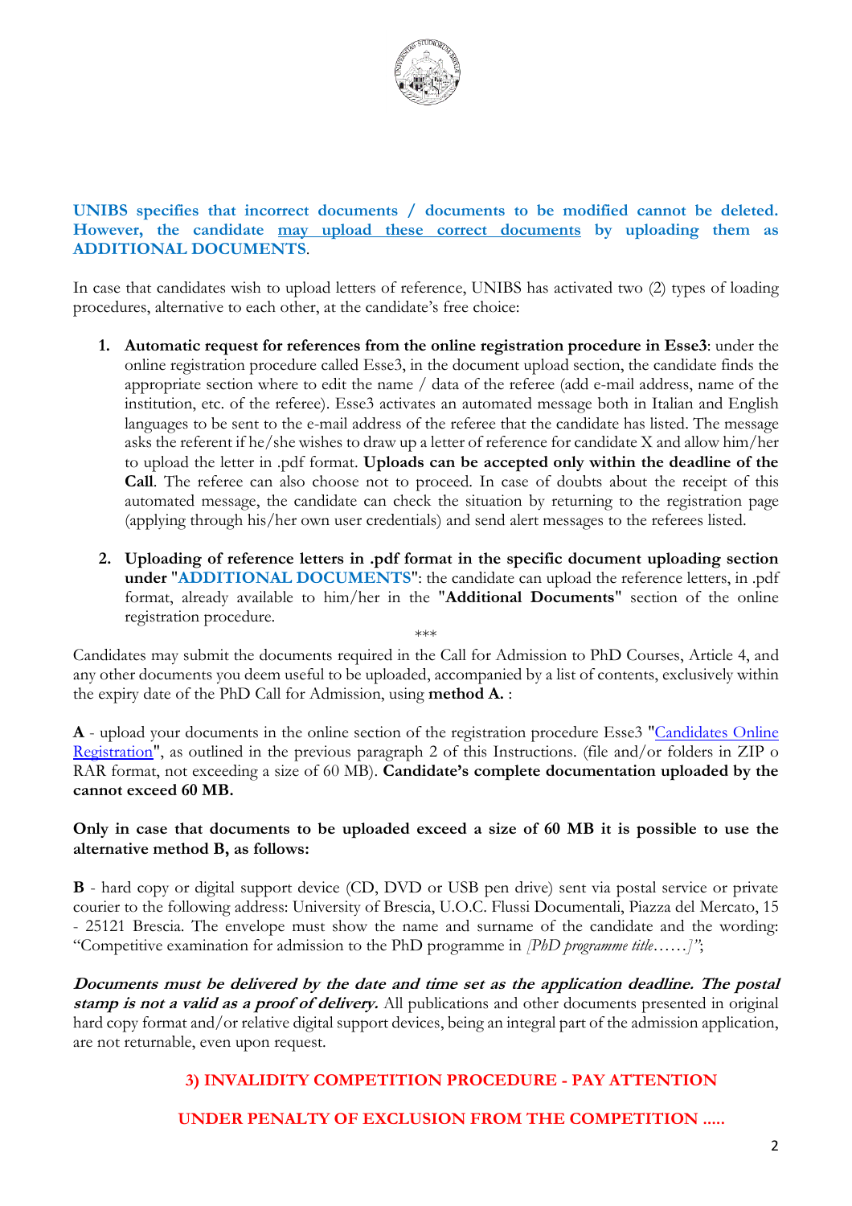**UNIBS specifies that incorrect documents / documents to be modified cannot be deleted. However, the candidate may upload these correct documents by uploading them as ADDITIONAL DOCUMENTS**.

In case that candidates wish to upload letters of reference, UNIBS has activated two (2) types of loading procedures, alternative to each other, at the candidate's free choice:

1. **Automatic request for references from the online registration procedure in Esse3**: under the online registration procedure called Esse3, in the document upload section, the candidate finds the appropriate section where to edit the name / data of the referee (add e-mail address, name of the institution, etc. of the referee). Esse3 activates an automated message both in Italian and English languages to be sent to the e-mail address of the referee that the candidate has listed. The message asks the referent if he/she wishes to draw up a letter of reference for candidate X and allow him/her to upload the letter in .pdf format. **Uploads can be accepted only within the deadline of the Call**. The referee can also choose not to proceed. In case of doubts about the receipt of this automated message, the candidate can check the situation by returning to the registration page (applying through his/her own user credentials) and send alert messages to the referees listed.

2. **Uploading of reference letters in .pdf format in the specific document uploading section under "ADDITIONAL DOCUMENTS"**: the candidate can upload the reference letters, in .pdf format, already available to him/her in the "**Additional Documents**" section of the online registration procedure.

\*\*\*

Candidates may submit the documents required in the Call for Admission to PhD Courses, Article 4, and any other documents you deem useful to be uploaded, accompanied by a list of contents, exclusively within the expiry date of the PhD Call for Admission, using **method A.** :

**A** - upload your documents in the online section of the registration procedure Esse3 "Candidates Online Registration", as outlined in the previous paragraph 2 of this Instructions. (file and/or folders in ZIP o RAR format, not exceeding a size of 60 MB). **Candidate's complete documentation uploaded by the cannot exceed 60 MB.**

**Only in case that documents to be uploaded exceed a size of 60 MB it is possible to use the alternative method B, as follows:**

**B** - hard copy or digital support device (CD, DVD or USB pen drive) sent via postal service or private courier to the following address: University of Brescia, U.O.C. Flussi Documentali, Piazza del Mercato, 15 - 25121 Brescia. The envelope must show the name and surname of the candidate and the wording: "Competitive examination for admission to the PhD programme in *[PhD programme title……]*";

***Documents must be delivered by the date and time set as the application deadline. The postal stamp is not a valid as a proof of delivery.*** All publications and other documents presented in original hard copy format and/or relative digital support devices, being an integral part of the admission application, are not returnable, even upon request.

## 3) INVALIDITY COMPETITION PROCEDURE - PAY ATTENTION

**UNDER PENALTY OF EXCLUSION FROM THE COMPETITION .....**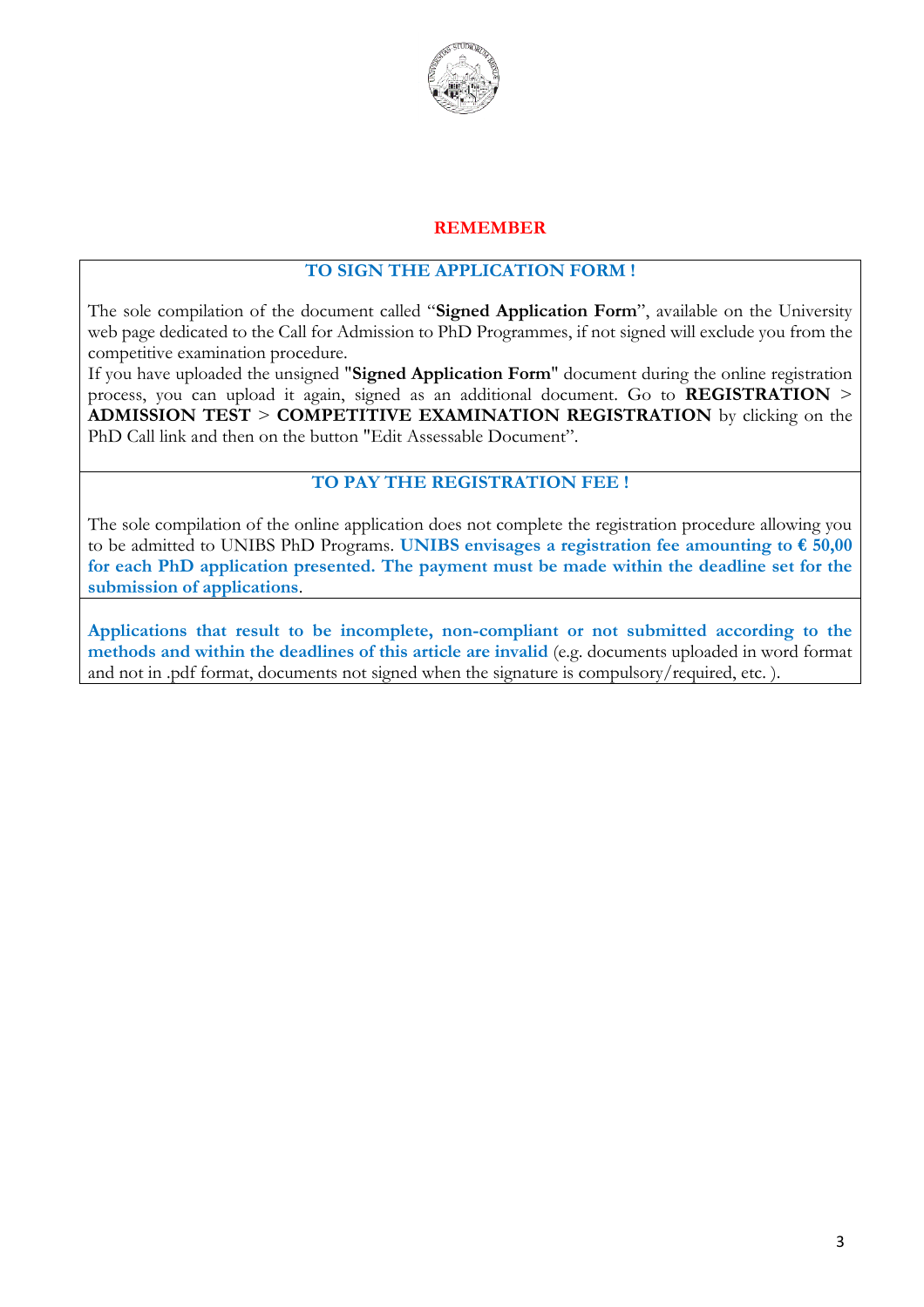## REMEMBER

### TO SIGN THE APPLICATION FORM !

The sole compilation of the document called "**Signed Application Form**", available on the University web page dedicated to the Call for Admission to PhD Programmes, if not signed will exclude you from the competitive examination procedure.
If you have uploaded the unsigned "**Signed Application Form**" document during the online registration process, you can upload it again, signed as an additional document. Go to **REGISTRATION** > **ADMISSION TEST** > **COMPETITIVE EXAMINATION REGISTRATION** by clicking on the PhD Call link and then on the button "Edit Assessable Document".

### TO PAY THE REGISTRATION FEE !

The sole compilation of the online application does not complete the registration procedure allowing you to be admitted to UNIBS PhD Programs. **UNIBS envisages a registration fee amounting to € 50,00 for each PhD application presented. The payment must be made within the deadline set for the submission of applications**.

**Applications that result to be incomplete, non-compliant or not submitted according to the methods and within the deadlines of this article are invalid** (e.g. documents uploaded in word format and not in .pdf format, documents not signed when the signature is compulsory/required, etc. ).